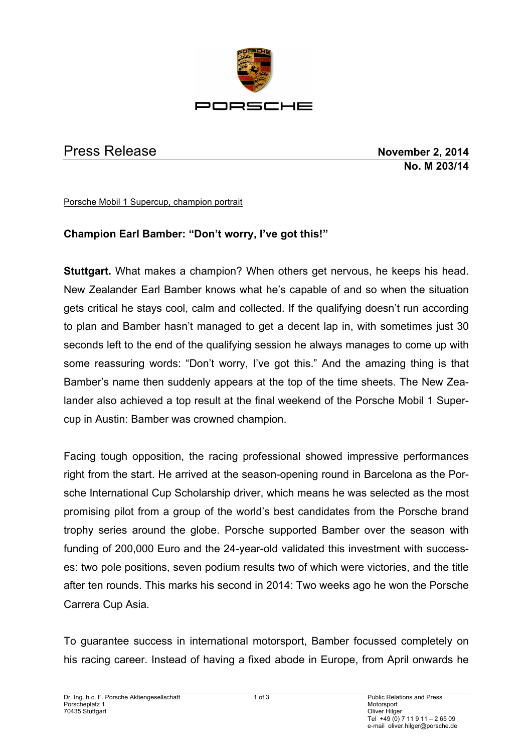# Press Release

**November 2, 2014**
**No. M 203/14**

Porsche Mobil 1 Supercup, champion portrait

## Champion Earl Bamber: "Don't worry, I've got this!"

**Stuttgart.** What makes a champion? When others get nervous, he keeps his head. New Zealander Earl Bamber knows what he's capable of and so when the situation gets critical he stays cool, calm and collected. If the qualifying doesn't run according to plan and Bamber hasn't managed to get a decent lap in, with sometimes just 30 seconds left to the end of the qualifying session he always manages to come up with some reassuring words: "Don't worry, I've got this." And the amazing thing is that Bamber's name then suddenly appears at the top of the time sheets. The New Zealander also achieved a top result at the final weekend of the Porsche Mobil 1 Supercup in Austin: Bamber was crowned champion.

Facing tough opposition, the racing professional showed impressive performances right from the start. He arrived at the season-opening round in Barcelona as the Porsche International Cup Scholarship driver, which means he was selected as the most promising pilot from a group of the world's best candidates from the Porsche brand trophy series around the globe. Porsche supported Bamber over the season with funding of 200,000 Euro and the 24-year-old validated this investment with successes: two pole positions, seven podium results two of which were victories, and the title after ten rounds. This marks his second in 2014: Two weeks ago he won the Porsche Carrera Cup Asia.

To guarantee success in international motorsport, Bamber focussed completely on his racing career. Instead of having a fixed abode in Europe, from April onwards he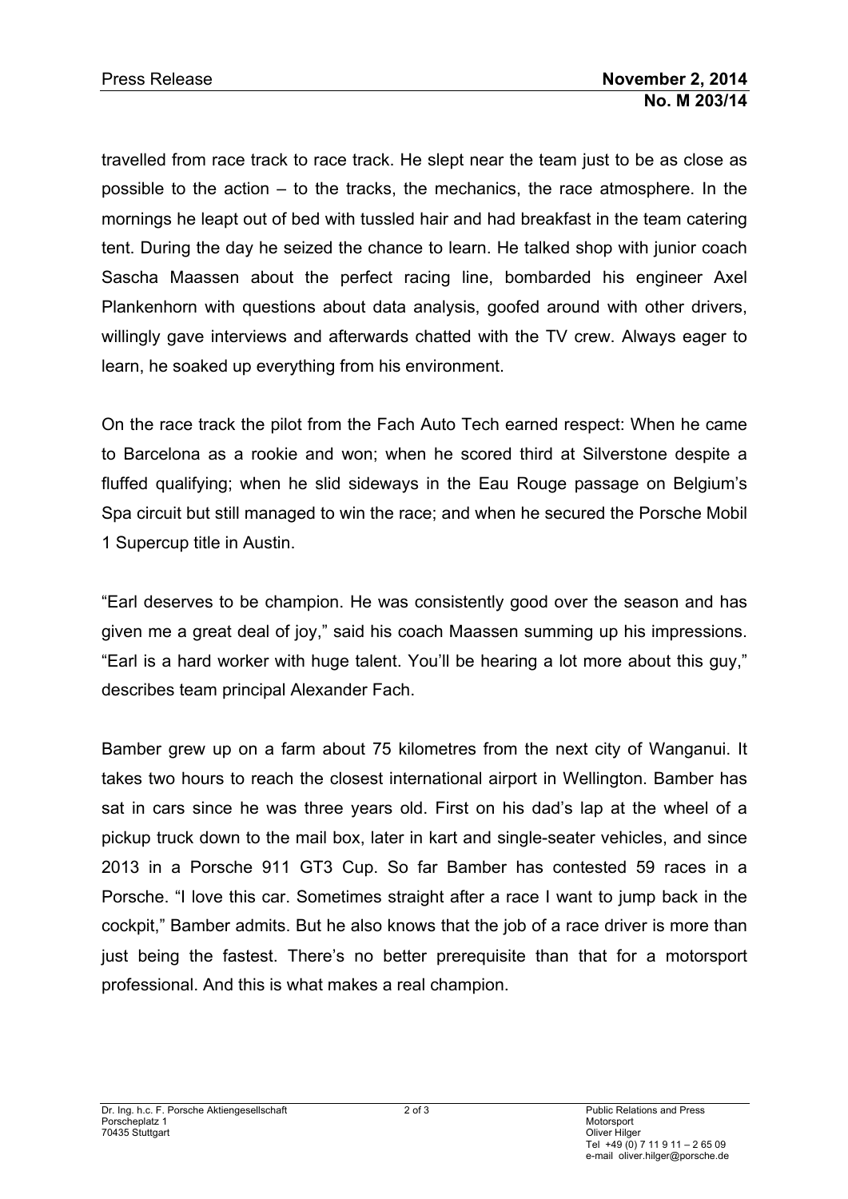travelled from race track to race track. He slept near the team just to be as close as possible to the action – to the tracks, the mechanics, the race atmosphere. In the mornings he leapt out of bed with tussled hair and had breakfast in the team catering tent. During the day he seized the chance to learn. He talked shop with junior coach Sascha Maassen about the perfect racing line, bombarded his engineer Axel Plankenhorn with questions about data analysis, goofed around with other drivers, willingly gave interviews and afterwards chatted with the TV crew. Always eager to learn, he soaked up everything from his environment.

On the race track the pilot from the Fach Auto Tech earned respect: When he came to Barcelona as a rookie and won; when he scored third at Silverstone despite a fluffed qualifying; when he slid sideways in the Eau Rouge passage on Belgium's Spa circuit but still managed to win the race; and when he secured the Porsche Mobil 1 Supercup title in Austin.

"Earl deserves to be champion. He was consistently good over the season and has given me a great deal of joy," said his coach Maassen summing up his impressions. "Earl is a hard worker with huge talent. You'll be hearing a lot more about this guy," describes team principal Alexander Fach.

Bamber grew up on a farm about 75 kilometres from the next city of Wanganui. It takes two hours to reach the closest international airport in Wellington. Bamber has sat in cars since he was three years old. First on his dad's lap at the wheel of a pickup truck down to the mail box, later in kart and single-seater vehicles, and since 2013 in a Porsche 911 GT3 Cup. So far Bamber has contested 59 races in a Porsche. "I love this car. Sometimes straight after a race I want to jump back in the cockpit," Bamber admits. But he also knows that the job of a race driver is more than just being the fastest. There's no better prerequisite than that for a motorsport professional. And this is what makes a real champion.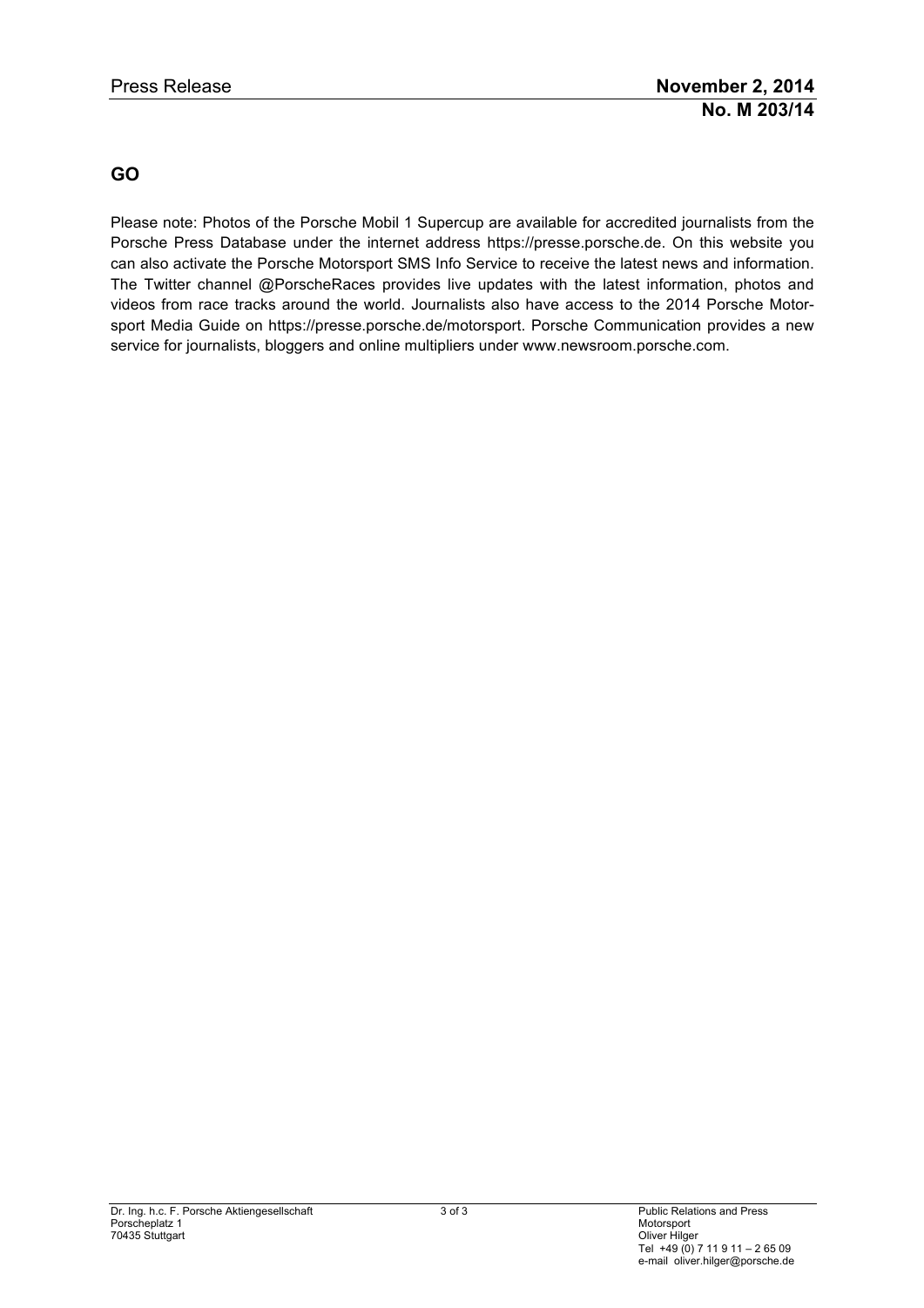## GO

Please note: Photos of the Porsche Mobil 1 Supercup are available for accredited journalists from the Porsche Press Database under the internet address https://presse.porsche.de. On this website you can also activate the Porsche Motorsport SMS Info Service to receive the latest news and information. The Twitter channel @PorscheRaces provides live updates with the latest information, photos and videos from race tracks around the world. Journalists also have access to the 2014 Porsche Motorsport Media Guide on https://presse.porsche.de/motorsport. Porsche Communication provides a new service for journalists, bloggers and online multipliers under www.newsroom.porsche.com.